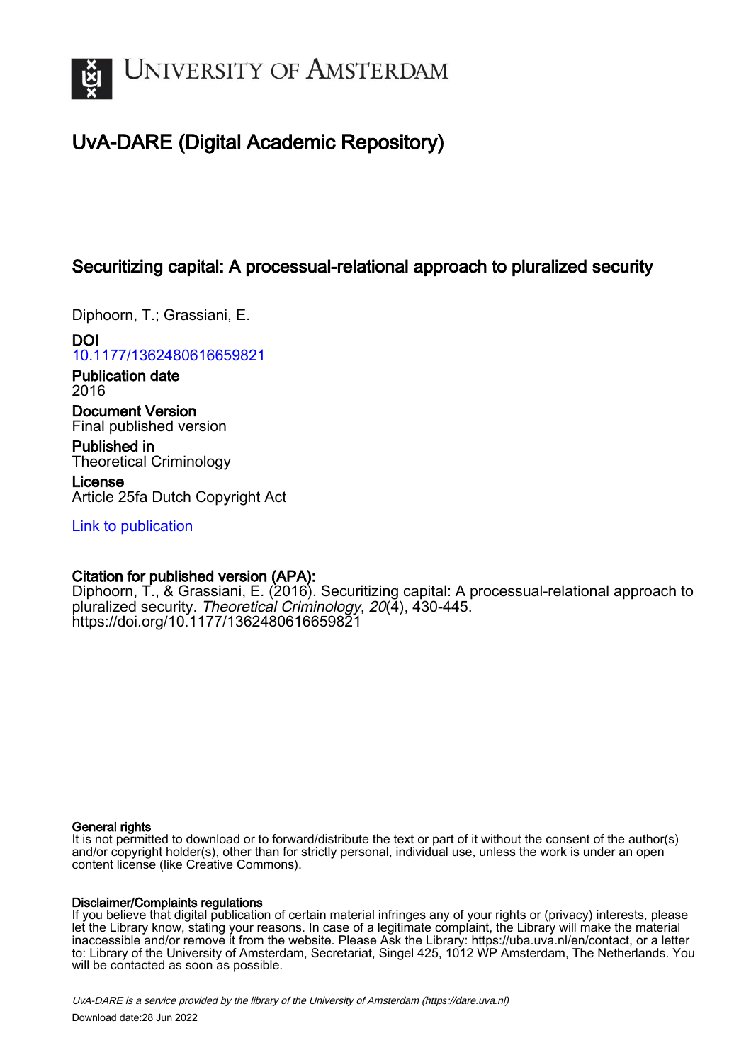# UNIVERSITY OF AMSTERDAM

## UvA-DARE (Digital Academic Repository)

### Securitizing capital: A processual-relational approach to pluralized security

Diphoorn, T.; Grassiani, E.

**DOI**
10.1177/1362480616659821

**Publication date**
2016

**Document Version**
Final published version

**Published in**
Theoretical Criminology

**License**
Article 25fa Dutch Copyright Act

Link to publication

**Citation for published version (APA):**
Diphoorn, T., & Grassiani, E. (2016). Securitizing capital: A processual-relational approach to pluralized security. *Theoretical Criminology*, *20*(4), 430-445. https://doi.org/10.1177/1362480616659821

**General rights**
It is not permitted to download or to forward/distribute the text or part of it without the consent of the author(s) and/or copyright holder(s), other than for strictly personal, individual use, unless the work is under an open content license (like Creative Commons).

**Disclaimer/Complaints regulations**
If you believe that digital publication of certain material infringes any of your rights or (privacy) interests, please let the Library know, stating your reasons. In case of a legitimate complaint, the Library will make the material inaccessible and/or remove it from the website. Please Ask the Library: https://uba.uva.nl/en/contact, or a letter to: Library of the University of Amsterdam, Secretariat, Singel 425, 1012 WP Amsterdam, The Netherlands. You will be contacted as soon as possible.

*UvA-DARE is a service provided by the library of the University of Amsterdam (https://dare.uva.nl)*

Download date:28 Jun 2022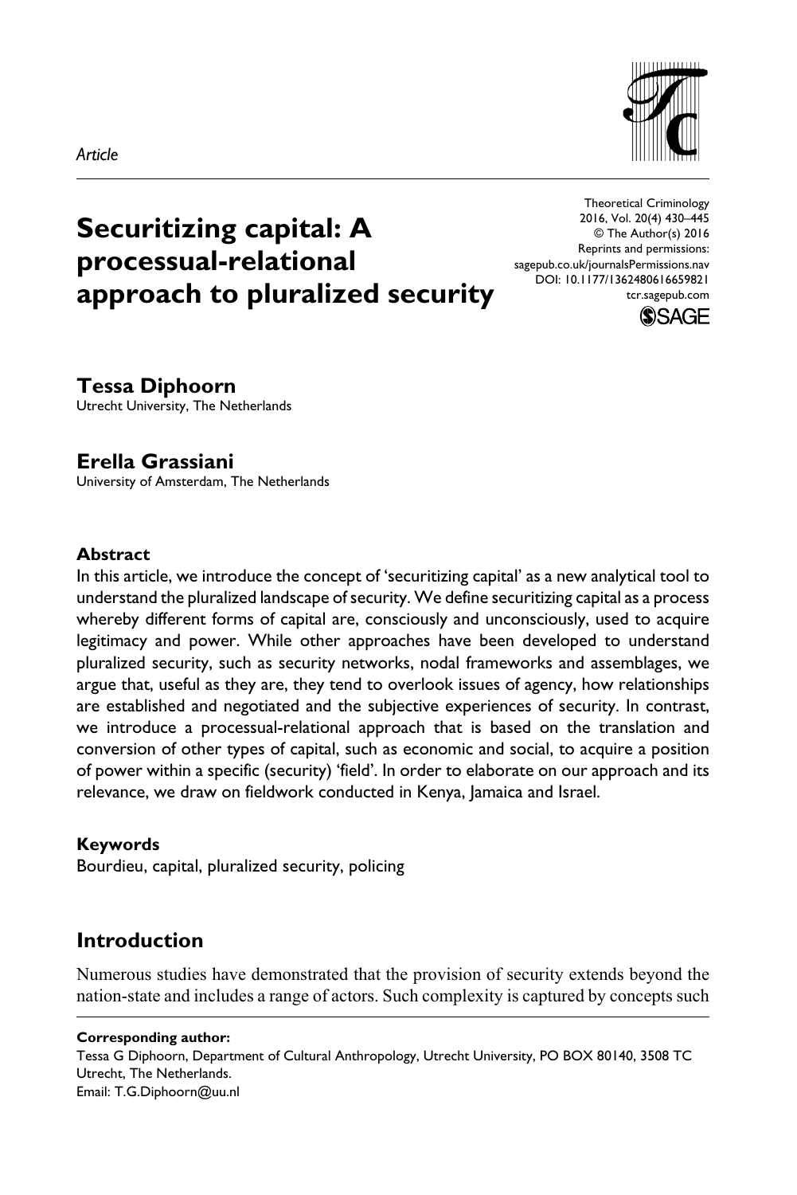*Article*

# Securitizing capital: A processual-relational approach to pluralized security

**Tessa Diphoorn**
Utrecht University, The Netherlands

**Erella Grassiani**
University of Amsterdam, The Netherlands

### Abstract

In this article, we introduce the concept of 'securitizing capital' as a new analytical tool to understand the pluralized landscape of security. We define securitizing capital as a process whereby different forms of capital are, consciously and unconsciously, used to acquire legitimacy and power. While other approaches have been developed to understand pluralized security, such as security networks, nodal frameworks and assemblages, we argue that, useful as they are, they tend to overlook issues of agency, how relationships are established and negotiated and the subjective experiences of security. In contrast, we introduce a processual-relational approach that is based on the translation and conversion of other types of capital, such as economic and social, to acquire a position of power within a specific (security) 'field'. In order to elaborate on our approach and its relevance, we draw on fieldwork conducted in Kenya, Jamaica and Israel.

### Keywords

Bourdieu, capital, pluralized security, policing

## Introduction

Numerous studies have demonstrated that the provision of security extends beyond the nation-state and includes a range of actors. Such complexity is captured by concepts such

**Corresponding author:**
Tessa G Diphoorn, Department of Cultural Anthropology, Utrecht University, PO BOX 80140, 3508 TC Utrecht, The Netherlands.
Email: T.G.Diphoorn@uu.nl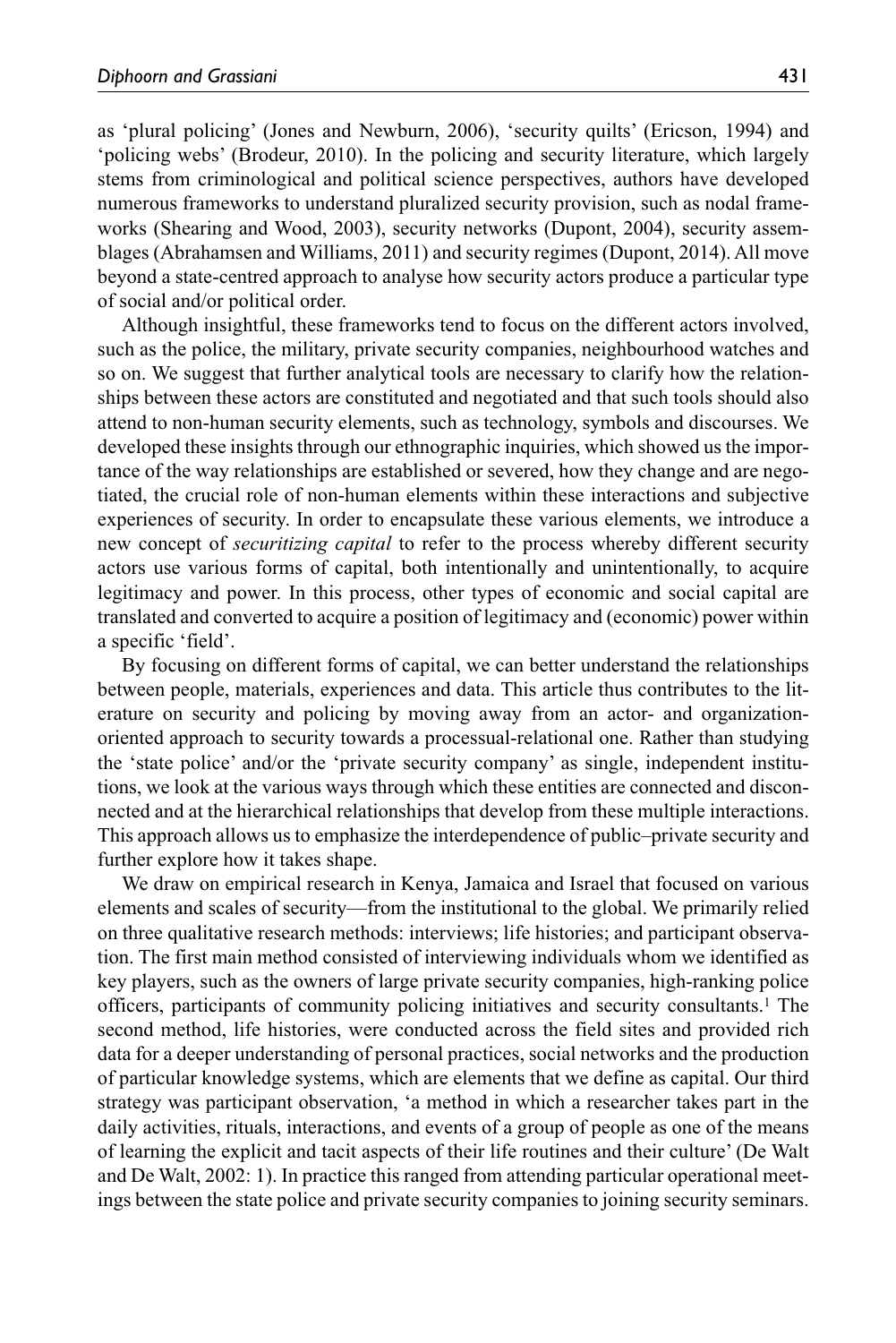as 'plural policing' (Jones and Newburn, 2006), 'security quilts' (Ericson, 1994) and 'policing webs' (Brodeur, 2010). In the policing and security literature, which largely stems from criminological and political science perspectives, authors have developed numerous frameworks to understand pluralized security provision, such as nodal frameworks (Shearing and Wood, 2003), security networks (Dupont, 2004), security assemblages (Abrahamsen and Williams, 2011) and security regimes (Dupont, 2014). All move beyond a state-centred approach to analyse how security actors produce a particular type of social and/or political order.

Although insightful, these frameworks tend to focus on the different actors involved, such as the police, the military, private security companies, neighbourhood watches and so on. We suggest that further analytical tools are necessary to clarify how the relationships between these actors are constituted and negotiated and that such tools should also attend to non-human security elements, such as technology, symbols and discourses. We developed these insights through our ethnographic inquiries, which showed us the importance of the way relationships are established or severed, how they change and are negotiated, the crucial role of non-human elements within these interactions and subjective experiences of security. In order to encapsulate these various elements, we introduce a new concept of *securitizing capital* to refer to the process whereby different security actors use various forms of capital, both intentionally and unintentionally, to acquire legitimacy and power. In this process, other types of economic and social capital are translated and converted to acquire a position of legitimacy and (economic) power within a specific 'field'.

By focusing on different forms of capital, we can better understand the relationships between people, materials, experiences and data. This article thus contributes to the literature on security and policing by moving away from an actor- and organization-oriented approach to security towards a processual-relational one. Rather than studying the 'state police' and/or the 'private security company' as single, independent institutions, we look at the various ways through which these entities are connected and disconnected and at the hierarchical relationships that develop from these multiple interactions. This approach allows us to emphasize the interdependence of public–private security and further explore how it takes shape.

We draw on empirical research in Kenya, Jamaica and Israel that focused on various elements and scales of security—from the institutional to the global. We primarily relied on three qualitative research methods: interviews; life histories; and participant observation. The first main method consisted of interviewing individuals whom we identified as key players, such as the owners of large private security companies, high-ranking police officers, participants of community policing initiatives and security consultants.[1] The second method, life histories, were conducted across the field sites and provided rich data for a deeper understanding of personal practices, social networks and the production of particular knowledge systems, which are elements that we define as capital. Our third strategy was participant observation, 'a method in which a researcher takes part in the daily activities, rituals, interactions, and events of a group of people as one of the means of learning the explicit and tacit aspects of their life routines and their culture' (De Walt and De Walt, 2002: 1). In practice this ranged from attending particular operational meetings between the state police and private security companies to joining security seminars.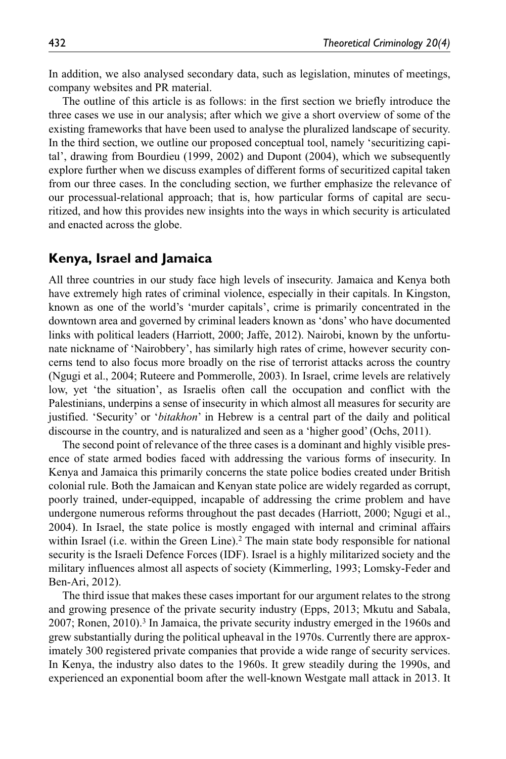In addition, we also analysed secondary data, such as legislation, minutes of meetings, company websites and PR material.

The outline of this article is as follows: in the first section we briefly introduce the three cases we use in our analysis; after which we give a short overview of some of the existing frameworks that have been used to analyse the pluralized landscape of security. In the third section, we outline our proposed conceptual tool, namely 'securitizing capital', drawing from Bourdieu (1999, 2002) and Dupont (2004), which we subsequently explore further when we discuss examples of different forms of securitized capital taken from our three cases. In the concluding section, we further emphasize the relevance of our processual-relational approach; that is, how particular forms of capital are securitized, and how this provides new insights into the ways in which security is articulated and enacted across the globe.

## Kenya, Israel and Jamaica

All three countries in our study face high levels of insecurity. Jamaica and Kenya both have extremely high rates of criminal violence, especially in their capitals. In Kingston, known as one of the world's 'murder capitals', crime is primarily concentrated in the downtown area and governed by criminal leaders known as 'dons' who have documented links with political leaders (Harriott, 2000; Jaffe, 2012). Nairobi, known by the unfortunate nickname of 'Nairobbery', has similarly high rates of crime, however security concerns tend to also focus more broadly on the rise of terrorist attacks across the country (Ngugi et al., 2004; Ruteere and Pommerolle, 2003). In Israel, crime levels are relatively low, yet 'the situation', as Israelis often call the occupation and conflict with the Palestinians, underpins a sense of insecurity in which almost all measures for security are justified. 'Security' or '*bitakhon*' in Hebrew is a central part of the daily and political discourse in the country, and is naturalized and seen as a 'higher good' (Ochs, 2011).

The second point of relevance of the three cases is a dominant and highly visible presence of state armed bodies faced with addressing the various forms of insecurity. In Kenya and Jamaica this primarily concerns the state police bodies created under British colonial rule. Both the Jamaican and Kenyan state police are widely regarded as corrupt, poorly trained, under-equipped, incapable of addressing the crime problem and have undergone numerous reforms throughout the past decades (Harriott, 2000; Ngugi et al., 2004). In Israel, the state police is mostly engaged with internal and criminal affairs within Israel (i.e. within the Green Line).[2] The main state body responsible for national security is the Israeli Defence Forces (IDF). Israel is a highly militarized society and the military influences almost all aspects of society (Kimmerling, 1993; Lomsky-Feder and Ben-Ari, 2012).

The third issue that makes these cases important for our argument relates to the strong and growing presence of the private security industry (Epps, 2013; Mkutu and Sabala, 2007; Ronen, 2010).[3] In Jamaica, the private security industry emerged in the 1960s and grew substantially during the political upheaval in the 1970s. Currently there are approximately 300 registered private companies that provide a wide range of security services. In Kenya, the industry also dates to the 1960s. It grew steadily during the 1990s, and experienced an exponential boom after the well-known Westgate mall attack in 2013. It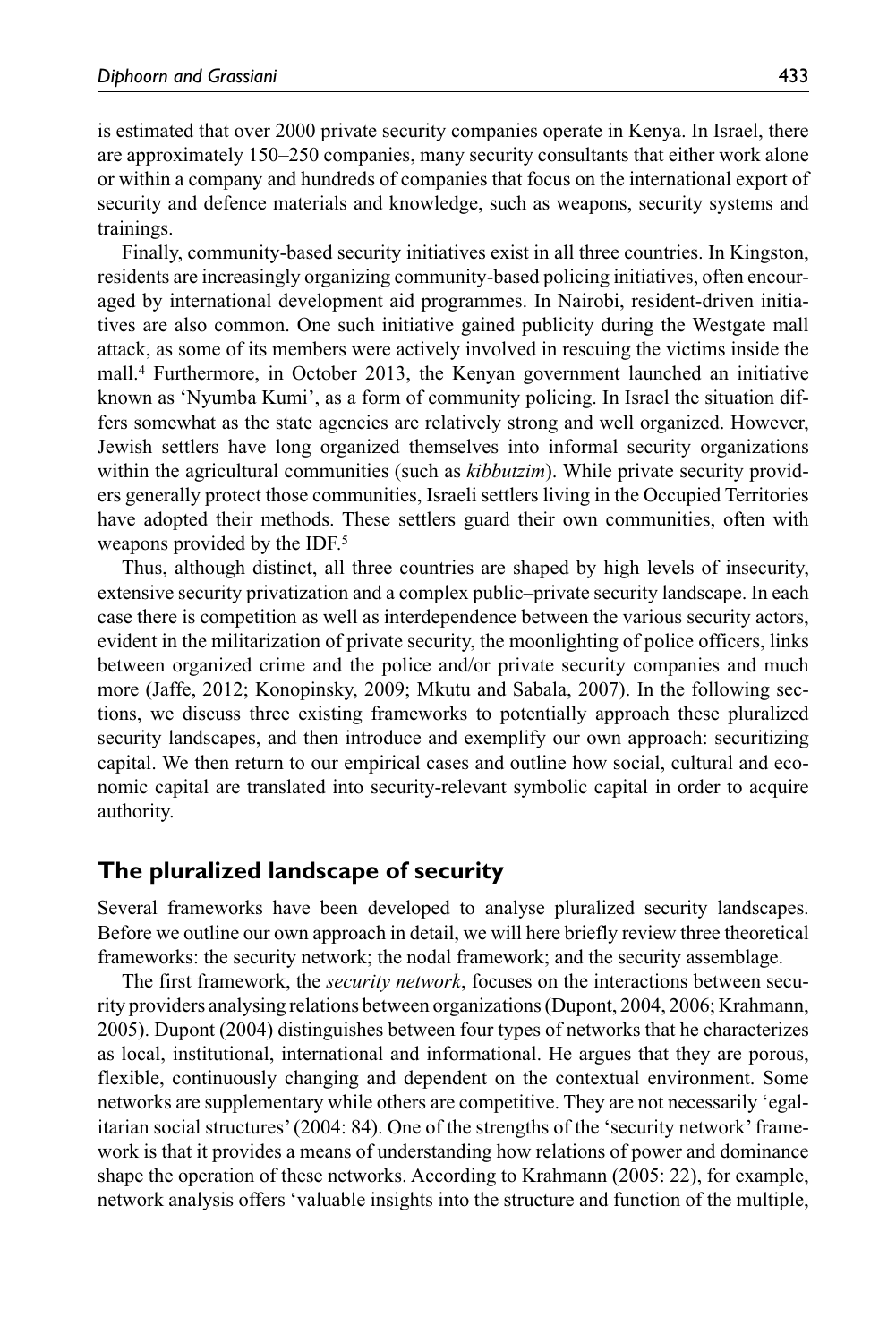is estimated that over 2000 private security companies operate in Kenya. In Israel, there are approximately 150–250 companies, many security consultants that either work alone or within a company and hundreds of companies that focus on the international export of security and defence materials and knowledge, such as weapons, security systems and trainings.

Finally, community-based security initiatives exist in all three countries. In Kingston, residents are increasingly organizing community-based policing initiatives, often encouraged by international development aid programmes. In Nairobi, resident-driven initiatives are also common. One such initiative gained publicity during the Westgate mall attack, as some of its members were actively involved in rescuing the victims inside the mall.[4] Furthermore, in October 2013, the Kenyan government launched an initiative known as 'Nyumba Kumi', as a form of community policing. In Israel the situation differs somewhat as the state agencies are relatively strong and well organized. However, Jewish settlers have long organized themselves into informal security organizations within the agricultural communities (such as *kibbutzim*). While private security providers generally protect those communities, Israeli settlers living in the Occupied Territories have adopted their methods. These settlers guard their own communities, often with weapons provided by the IDF.[5]

Thus, although distinct, all three countries are shaped by high levels of insecurity, extensive security privatization and a complex public–private security landscape. In each case there is competition as well as interdependence between the various security actors, evident in the militarization of private security, the moonlighting of police officers, links between organized crime and the police and/or private security companies and much more (Jaffe, 2012; Konopinsky, 2009; Mkutu and Sabala, 2007). In the following sections, we discuss three existing frameworks to potentially approach these pluralized security landscapes, and then introduce and exemplify our own approach: securitizing capital. We then return to our empirical cases and outline how social, cultural and economic capital are translated into security-relevant symbolic capital in order to acquire authority.

## The pluralized landscape of security

Several frameworks have been developed to analyse pluralized security landscapes. Before we outline our own approach in detail, we will here briefly review three theoretical frameworks: the security network; the nodal framework; and the security assemblage.

The first framework, the *security network*, focuses on the interactions between security providers analysing relations between organizations (Dupont, 2004, 2006; Krahmann, 2005). Dupont (2004) distinguishes between four types of networks that he characterizes as local, institutional, international and informational. He argues that they are porous, flexible, continuously changing and dependent on the contextual environment. Some networks are supplementary while others are competitive. They are not necessarily 'egalitarian social structures' (2004: 84). One of the strengths of the 'security network' framework is that it provides a means of understanding how relations of power and dominance shape the operation of these networks. According to Krahmann (2005: 22), for example, network analysis offers 'valuable insights into the structure and function of the multiple,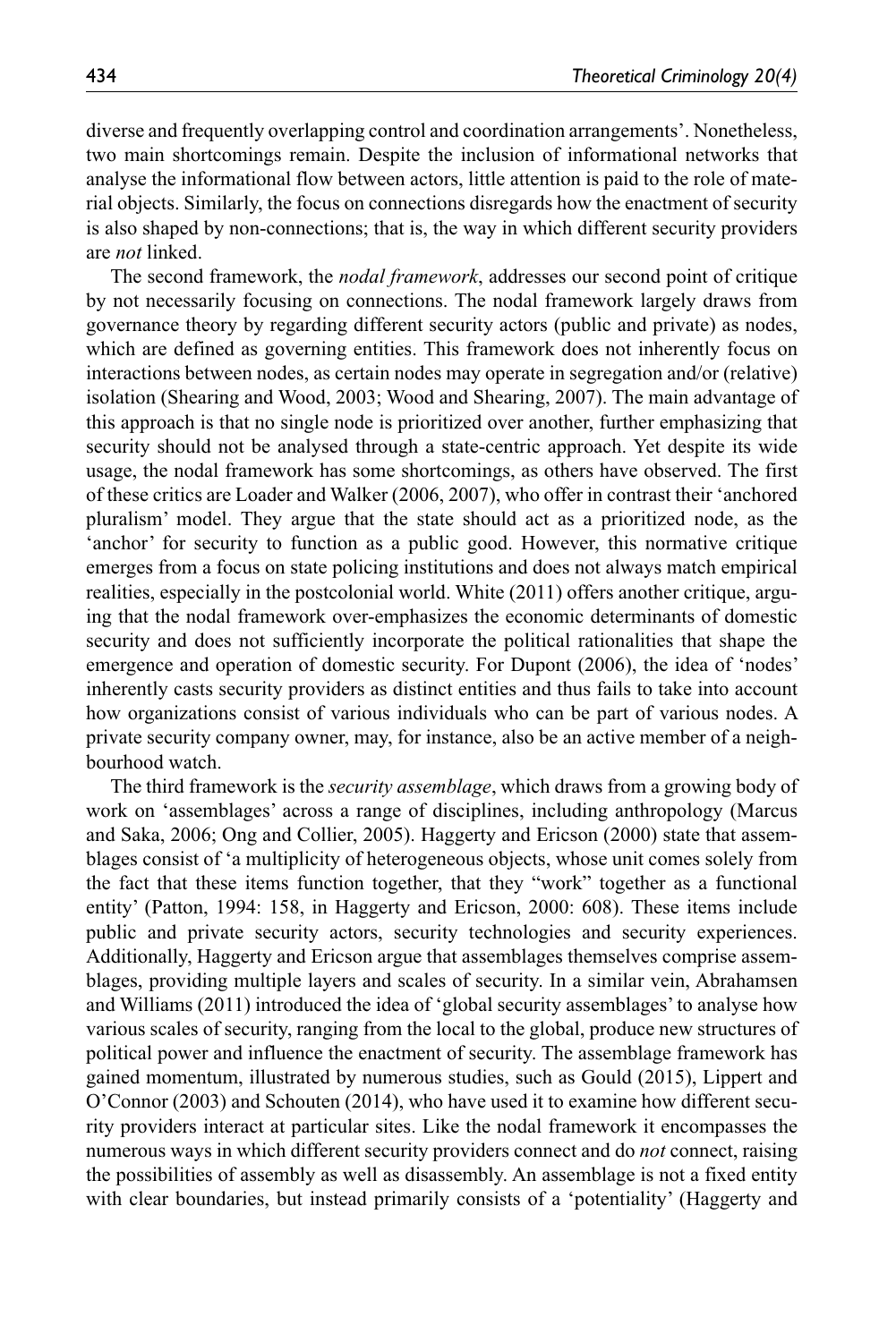diverse and frequently overlapping control and coordination arrangements'. Nonetheless, two main shortcomings remain. Despite the inclusion of informational networks that analyse the informational flow between actors, little attention is paid to the role of material objects. Similarly, the focus on connections disregards how the enactment of security is also shaped by non-connections; that is, the way in which different security providers are *not* linked.

The second framework, the *nodal framework*, addresses our second point of critique by not necessarily focusing on connections. The nodal framework largely draws from governance theory by regarding different security actors (public and private) as nodes, which are defined as governing entities. This framework does not inherently focus on interactions between nodes, as certain nodes may operate in segregation and/or (relative) isolation (Shearing and Wood, 2003; Wood and Shearing, 2007). The main advantage of this approach is that no single node is prioritized over another, further emphasizing that security should not be analysed through a state-centric approach. Yet despite its wide usage, the nodal framework has some shortcomings, as others have observed. The first of these critics are Loader and Walker (2006, 2007), who offer in contrast their 'anchored pluralism' model. They argue that the state should act as a prioritized node, as the 'anchor' for security to function as a public good. However, this normative critique emerges from a focus on state policing institutions and does not always match empirical realities, especially in the postcolonial world. White (2011) offers another critique, arguing that the nodal framework over-emphasizes the economic determinants of domestic security and does not sufficiently incorporate the political rationalities that shape the emergence and operation of domestic security. For Dupont (2006), the idea of 'nodes' inherently casts security providers as distinct entities and thus fails to take into account how organizations consist of various individuals who can be part of various nodes. A private security company owner, may, for instance, also be an active member of a neighbourhood watch.

The third framework is the *security assemblage*, which draws from a growing body of work on 'assemblages' across a range of disciplines, including anthropology (Marcus and Saka, 2006; Ong and Collier, 2005). Haggerty and Ericson (2000) state that assemblages consist of 'a multiplicity of heterogeneous objects, whose unit comes solely from the fact that these items function together, that they "work" together as a functional entity' (Patton, 1994: 158, in Haggerty and Ericson, 2000: 608). These items include public and private security actors, security technologies and security experiences. Additionally, Haggerty and Ericson argue that assemblages themselves comprise assemblages, providing multiple layers and scales of security. In a similar vein, Abrahamsen and Williams (2011) introduced the idea of 'global security assemblages' to analyse how various scales of security, ranging from the local to the global, produce new structures of political power and influence the enactment of security. The assemblage framework has gained momentum, illustrated by numerous studies, such as Gould (2015), Lippert and O'Connor (2003) and Schouten (2014), who have used it to examine how different security providers interact at particular sites. Like the nodal framework it encompasses the numerous ways in which different security providers connect and do *not* connect, raising the possibilities of assembly as well as disassembly. An assemblage is not a fixed entity with clear boundaries, but instead primarily consists of a 'potentiality' (Haggerty and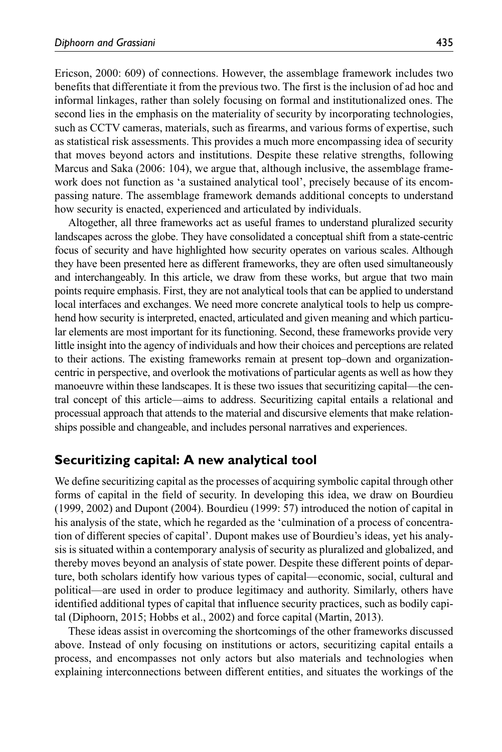Ericson, 2000: 609) of connections. However, the assemblage framework includes two benefits that differentiate it from the previous two. The first is the inclusion of ad hoc and informal linkages, rather than solely focusing on formal and institutionalized ones. The second lies in the emphasis on the materiality of security by incorporating technologies, such as CCTV cameras, materials, such as firearms, and various forms of expertise, such as statistical risk assessments. This provides a much more encompassing idea of security that moves beyond actors and institutions. Despite these relative strengths, following Marcus and Saka (2006: 104), we argue that, although inclusive, the assemblage framework does not function as 'a sustained analytical tool', precisely because of its encompassing nature. The assemblage framework demands additional concepts to understand how security is enacted, experienced and articulated by individuals.

Altogether, all three frameworks act as useful frames to understand pluralized security landscapes across the globe. They have consolidated a conceptual shift from a state-centric focus of security and have highlighted how security operates on various scales. Although they have been presented here as different frameworks, they are often used simultaneously and interchangeably. In this article, we draw from these works, but argue that two main points require emphasis. First, they are not analytical tools that can be applied to understand local interfaces and exchanges. We need more concrete analytical tools to help us comprehend how security is interpreted, enacted, articulated and given meaning and which particular elements are most important for its functioning. Second, these frameworks provide very little insight into the agency of individuals and how their choices and perceptions are related to their actions. The existing frameworks remain at present top–down and organization-centric in perspective, and overlook the motivations of particular agents as well as how they manoeuvre within these landscapes. It is these two issues that securitizing capital—the central concept of this article—aims to address. Securitizing capital entails a relational and processual approach that attends to the material and discursive elements that make relationships possible and changeable, and includes personal narratives and experiences.

## Securitizing capital: A new analytical tool

We define securitizing capital as the processes of acquiring symbolic capital through other forms of capital in the field of security. In developing this idea, we draw on Bourdieu (1999, 2002) and Dupont (2004). Bourdieu (1999: 57) introduced the notion of capital in his analysis of the state, which he regarded as the 'culmination of a process of concentration of different species of capital'. Dupont makes use of Bourdieu's ideas, yet his analysis is situated within a contemporary analysis of security as pluralized and globalized, and thereby moves beyond an analysis of state power. Despite these different points of departure, both scholars identify how various types of capital—economic, social, cultural and political—are used in order to produce legitimacy and authority. Similarly, others have identified additional types of capital that influence security practices, such as bodily capital (Diphoorn, 2015; Hobbs et al., 2002) and force capital (Martin, 2013).

These ideas assist in overcoming the shortcomings of the other frameworks discussed above. Instead of only focusing on institutions or actors, securitizing capital entails a process, and encompasses not only actors but also materials and technologies when explaining interconnections between different entities, and situates the workings of the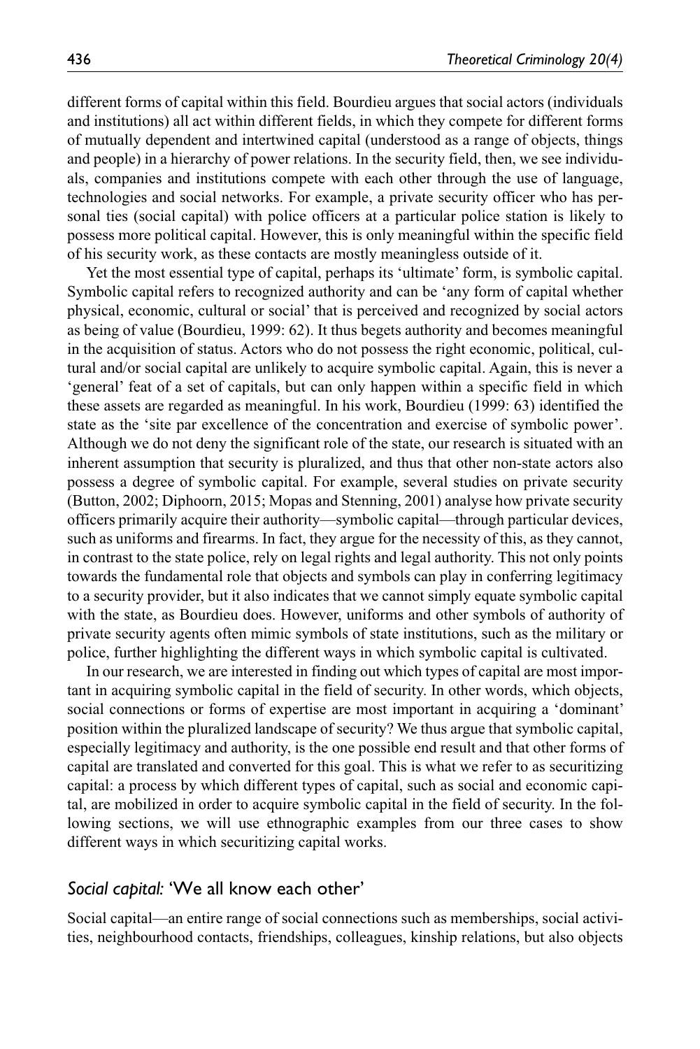different forms of capital within this field. Bourdieu argues that social actors (individuals and institutions) all act within different fields, in which they compete for different forms of mutually dependent and intertwined capital (understood as a range of objects, things and people) in a hierarchy of power relations. In the security field, then, we see individuals, companies and institutions compete with each other through the use of language, technologies and social networks. For example, a private security officer who has personal ties (social capital) with police officers at a particular police station is likely to possess more political capital. However, this is only meaningful within the specific field of his security work, as these contacts are mostly meaningless outside of it.

Yet the most essential type of capital, perhaps its 'ultimate' form, is symbolic capital. Symbolic capital refers to recognized authority and can be 'any form of capital whether physical, economic, cultural or social' that is perceived and recognized by social actors as being of value (Bourdieu, 1999: 62). It thus begets authority and becomes meaningful in the acquisition of status. Actors who do not possess the right economic, political, cultural and/or social capital are unlikely to acquire symbolic capital. Again, this is never a 'general' feat of a set of capitals, but can only happen within a specific field in which these assets are regarded as meaningful. In his work, Bourdieu (1999: 63) identified the state as the 'site par excellence of the concentration and exercise of symbolic power'. Although we do not deny the significant role of the state, our research is situated with an inherent assumption that security is pluralized, and thus that other non-state actors also possess a degree of symbolic capital. For example, several studies on private security (Button, 2002; Diphoorn, 2015; Mopas and Stenning, 2001) analyse how private security officers primarily acquire their authority—symbolic capital—through particular devices, such as uniforms and firearms. In fact, they argue for the necessity of this, as they cannot, in contrast to the state police, rely on legal rights and legal authority. This not only points towards the fundamental role that objects and symbols can play in conferring legitimacy to a security provider, but it also indicates that we cannot simply equate symbolic capital with the state, as Bourdieu does. However, uniforms and other symbols of authority of private security agents often mimic symbols of state institutions, such as the military or police, further highlighting the different ways in which symbolic capital is cultivated.

In our research, we are interested in finding out which types of capital are most important in acquiring symbolic capital in the field of security. In other words, which objects, social connections or forms of expertise are most important in acquiring a 'dominant' position within the pluralized landscape of security? We thus argue that symbolic capital, especially legitimacy and authority, is the one possible end result and that other forms of capital are translated and converted for this goal. This is what we refer to as securitizing capital: a process by which different types of capital, such as social and economic capital, are mobilized in order to acquire symbolic capital in the field of security. In the following sections, we will use ethnographic examples from our three cases to show different ways in which securitizing capital works.

## *Social capital:* 'We all know each other'

Social capital—an entire range of social connections such as memberships, social activities, neighbourhood contacts, friendships, colleagues, kinship relations, but also objects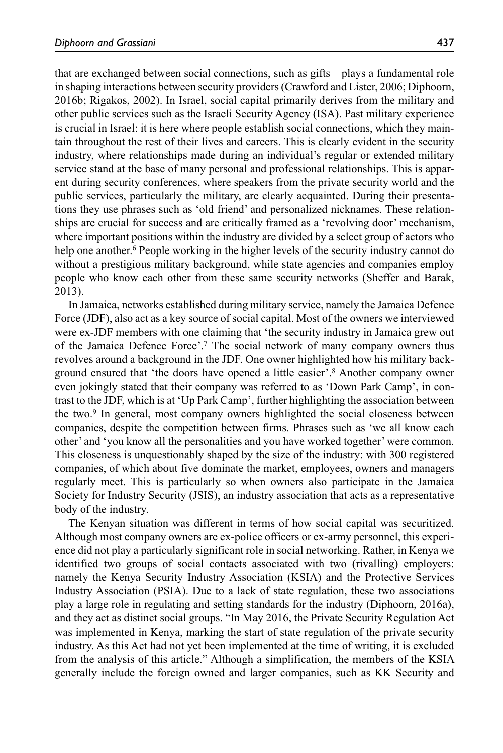that are exchanged between social connections, such as gifts—plays a fundamental role in shaping interactions between security providers (Crawford and Lister, 2006; Diphoorn, 2016b; Rigakos, 2002). In Israel, social capital primarily derives from the military and other public services such as the Israeli Security Agency (ISA). Past military experience is crucial in Israel: it is here where people establish social connections, which they maintain throughout the rest of their lives and careers. This is clearly evident in the security industry, where relationships made during an individual's regular or extended military service stand at the base of many personal and professional relationships. This is apparent during security conferences, where speakers from the private security world and the public services, particularly the military, are clearly acquainted. During their presentations they use phrases such as 'old friend' and personalized nicknames. These relationships are crucial for success and are critically framed as a 'revolving door' mechanism, where important positions within the industry are divided by a select group of actors who help one another.[6] People working in the higher levels of the security industry cannot do without a prestigious military background, while state agencies and companies employ people who know each other from these same security networks (Sheffer and Barak, 2013).

In Jamaica, networks established during military service, namely the Jamaica Defence Force (JDF), also act as a key source of social capital. Most of the owners we interviewed were ex-JDF members with one claiming that 'the security industry in Jamaica grew out of the Jamaica Defence Force'.[7] The social network of many company owners thus revolves around a background in the JDF. One owner highlighted how his military background ensured that 'the doors have opened a little easier'.[8] Another company owner even jokingly stated that their company was referred to as 'Down Park Camp', in contrast to the JDF, which is at 'Up Park Camp', further highlighting the association between the two.[9] In general, most company owners highlighted the social closeness between companies, despite the competition between firms. Phrases such as 'we all know each other' and 'you know all the personalities and you have worked together' were common. This closeness is unquestionably shaped by the size of the industry: with 300 registered companies, of which about five dominate the market, employees, owners and managers regularly meet. This is particularly so when owners also participate in the Jamaica Society for Industry Security (JSIS), an industry association that acts as a representative body of the industry.

The Kenyan situation was different in terms of how social capital was securitized. Although most company owners are ex-police officers or ex-army personnel, this experience did not play a particularly significant role in social networking. Rather, in Kenya we identified two groups of social contacts associated with two (rivalling) employers: namely the Kenya Security Industry Association (KSIA) and the Protective Services Industry Association (PSIA). Due to a lack of state regulation, these two associations play a large role in regulating and setting standards for the industry (Diphoorn, 2016a), and they act as distinct social groups. "In May 2016, the Private Security Regulation Act was implemented in Kenya, marking the start of state regulation of the private security industry. As this Act had not yet been implemented at the time of writing, it is excluded from the analysis of this article." Although a simplification, the members of the KSIA generally include the foreign owned and larger companies, such as KK Security and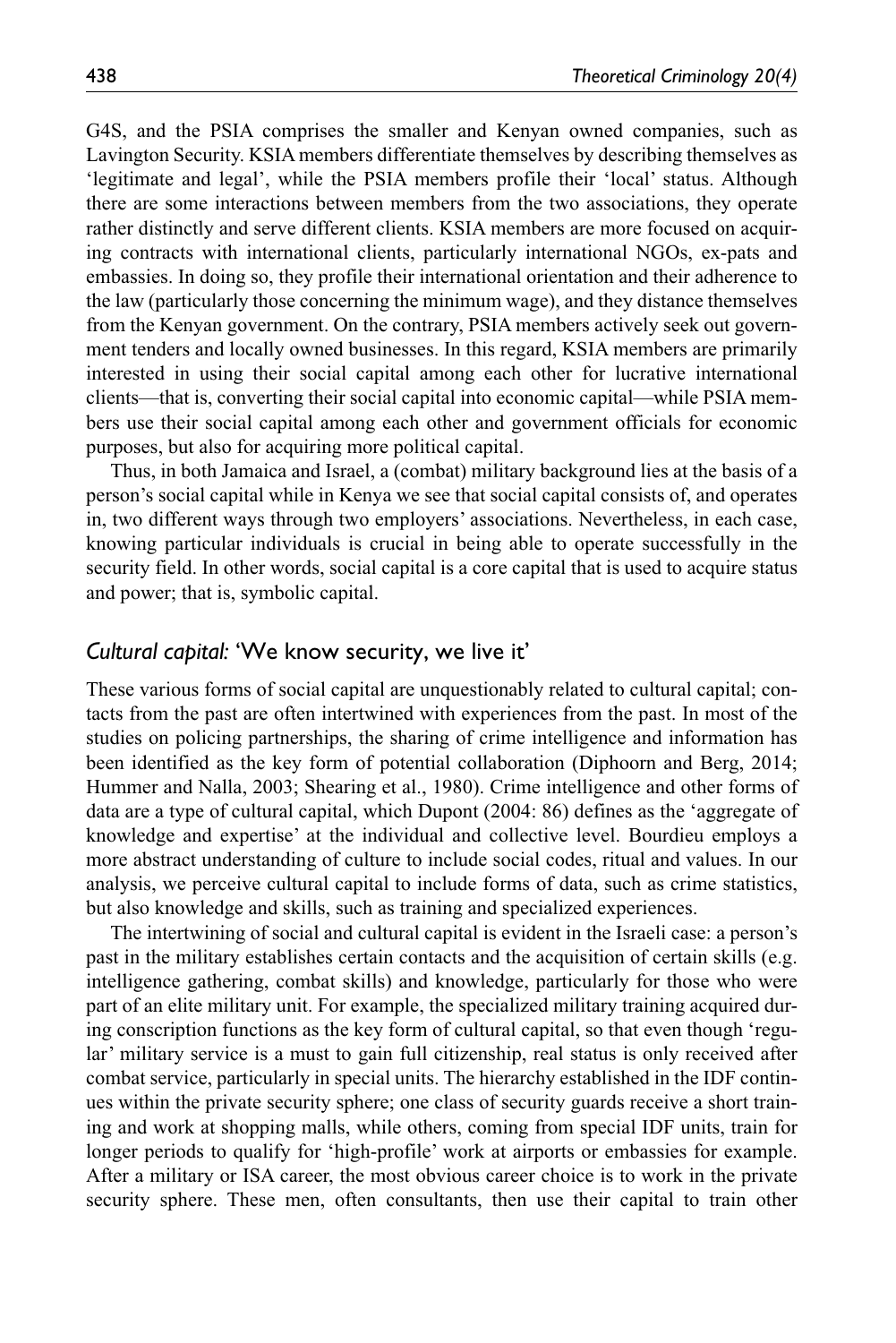G4S, and the PSIA comprises the smaller and Kenyan owned companies, such as Lavington Security. KSIA members differentiate themselves by describing themselves as 'legitimate and legal', while the PSIA members profile their 'local' status. Although there are some interactions between members from the two associations, they operate rather distinctly and serve different clients. KSIA members are more focused on acquiring contracts with international clients, particularly international NGOs, ex-pats and embassies. In doing so, they profile their international orientation and their adherence to the law (particularly those concerning the minimum wage), and they distance themselves from the Kenyan government. On the contrary, PSIA members actively seek out government tenders and locally owned businesses. In this regard, KSIA members are primarily interested in using their social capital among each other for lucrative international clients—that is, converting their social capital into economic capital—while PSIA members use their social capital among each other and government officials for economic purposes, but also for acquiring more political capital.

Thus, in both Jamaica and Israel, a (combat) military background lies at the basis of a person's social capital while in Kenya we see that social capital consists of, and operates in, two different ways through two employers' associations. Nevertheless, in each case, knowing particular individuals is crucial in being able to operate successfully in the security field. In other words, social capital is a core capital that is used to acquire status and power; that is, symbolic capital.

### *Cultural capital:* 'We know security, we live it'

These various forms of social capital are unquestionably related to cultural capital; contacts from the past are often intertwined with experiences from the past. In most of the studies on policing partnerships, the sharing of crime intelligence and information has been identified as the key form of potential collaboration (Diphoorn and Berg, 2014; Hummer and Nalla, 2003; Shearing et al., 1980). Crime intelligence and other forms of data are a type of cultural capital, which Dupont (2004: 86) defines as the 'aggregate of knowledge and expertise' at the individual and collective level. Bourdieu employs a more abstract understanding of culture to include social codes, ritual and values. In our analysis, we perceive cultural capital to include forms of data, such as crime statistics, but also knowledge and skills, such as training and specialized experiences.

The intertwining of social and cultural capital is evident in the Israeli case: a person's past in the military establishes certain contacts and the acquisition of certain skills (e.g. intelligence gathering, combat skills) and knowledge, particularly for those who were part of an elite military unit. For example, the specialized military training acquired during conscription functions as the key form of cultural capital, so that even though 'regular' military service is a must to gain full citizenship, real status is only received after combat service, particularly in special units. The hierarchy established in the IDF continues within the private security sphere; one class of security guards receive a short training and work at shopping malls, while others, coming from special IDF units, train for longer periods to qualify for 'high-profile' work at airports or embassies for example. After a military or ISA career, the most obvious career choice is to work in the private security sphere. These men, often consultants, then use their capital to train other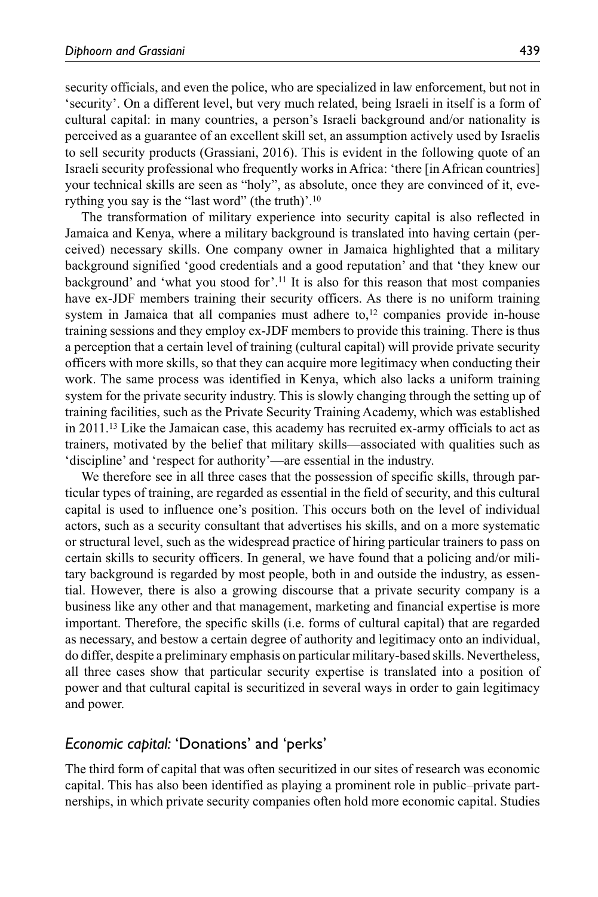security officials, and even the police, who are specialized in law enforcement, but not in 'security'. On a different level, but very much related, being Israeli in itself is a form of cultural capital: in many countries, a person's Israeli background and/or nationality is perceived as a guarantee of an excellent skill set, an assumption actively used by Israelis to sell security products (Grassiani, 2016). This is evident in the following quote of an Israeli security professional who frequently works in Africa: 'there [in African countries] your technical skills are seen as "holy", as absolute, once they are convinced of it, everything you say is the "last word" (the truth)'.[10]

The transformation of military experience into security capital is also reflected in Jamaica and Kenya, where a military background is translated into having certain (perceived) necessary skills. One company owner in Jamaica highlighted that a military background signified 'good credentials and a good reputation' and that 'they knew our background' and 'what you stood for'.[11] It is also for this reason that most companies have ex-JDF members training their security officers. As there is no uniform training system in Jamaica that all companies must adhere to,[12] companies provide in-house training sessions and they employ ex-JDF members to provide this training. There is thus a perception that a certain level of training (cultural capital) will provide private security officers with more skills, so that they can acquire more legitimacy when conducting their work. The same process was identified in Kenya, which also lacks a uniform training system for the private security industry. This is slowly changing through the setting up of training facilities, such as the Private Security Training Academy, which was established in 2011.[13] Like the Jamaican case, this academy has recruited ex-army officials to act as trainers, motivated by the belief that military skills—associated with qualities such as 'discipline' and 'respect for authority'—are essential in the industry.

We therefore see in all three cases that the possession of specific skills, through particular types of training, are regarded as essential in the field of security, and this cultural capital is used to influence one's position. This occurs both on the level of individual actors, such as a security consultant that advertises his skills, and on a more systematic or structural level, such as the widespread practice of hiring particular trainers to pass on certain skills to security officers. In general, we have found that a policing and/or military background is regarded by most people, both in and outside the industry, as essential. However, there is also a growing discourse that a private security company is a business like any other and that management, marketing and financial expertise is more important. Therefore, the specific skills (i.e. forms of cultural capital) that are regarded as necessary, and bestow a certain degree of authority and legitimacy onto an individual, do differ, despite a preliminary emphasis on particular military-based skills. Nevertheless, all three cases show that particular security expertise is translated into a position of power and that cultural capital is securitized in several ways in order to gain legitimacy and power.

## *Economic capital:* 'Donations' and 'perks'

The third form of capital that was often securitized in our sites of research was economic capital. This has also been identified as playing a prominent role in public–private partnerships, in which private security companies often hold more economic capital. Studies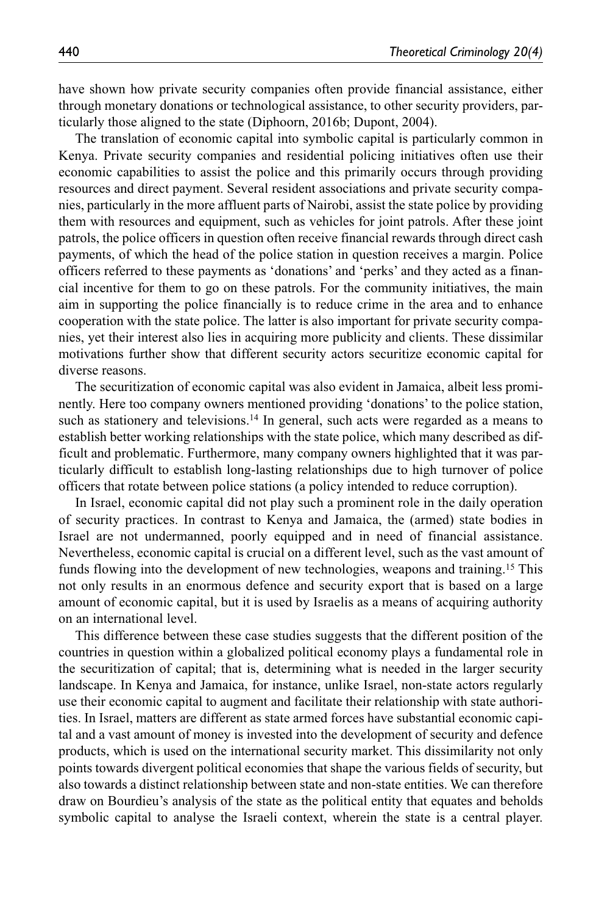have shown how private security companies often provide financial assistance, either through monetary donations or technological assistance, to other security providers, particularly those aligned to the state (Diphoorn, 2016b; Dupont, 2004).

The translation of economic capital into symbolic capital is particularly common in Kenya. Private security companies and residential policing initiatives often use their economic capabilities to assist the police and this primarily occurs through providing resources and direct payment. Several resident associations and private security companies, particularly in the more affluent parts of Nairobi, assist the state police by providing them with resources and equipment, such as vehicles for joint patrols. After these joint patrols, the police officers in question often receive financial rewards through direct cash payments, of which the head of the police station in question receives a margin. Police officers referred to these payments as 'donations' and 'perks' and they acted as a financial incentive for them to go on these patrols. For the community initiatives, the main aim in supporting the police financially is to reduce crime in the area and to enhance cooperation with the state police. The latter is also important for private security companies, yet their interest also lies in acquiring more publicity and clients. These dissimilar motivations further show that different security actors securitize economic capital for diverse reasons.

The securitization of economic capital was also evident in Jamaica, albeit less prominently. Here too company owners mentioned providing 'donations' to the police station, such as stationery and televisions.[14] In general, such acts were regarded as a means to establish better working relationships with the state police, which many described as difficult and problematic. Furthermore, many company owners highlighted that it was particularly difficult to establish long-lasting relationships due to high turnover of police officers that rotate between police stations (a policy intended to reduce corruption).

In Israel, economic capital did not play such a prominent role in the daily operation of security practices. In contrast to Kenya and Jamaica, the (armed) state bodies in Israel are not undermanned, poorly equipped and in need of financial assistance. Nevertheless, economic capital is crucial on a different level, such as the vast amount of funds flowing into the development of new technologies, weapons and training.[15] This not only results in an enormous defence and security export that is based on a large amount of economic capital, but it is used by Israelis as a means of acquiring authority on an international level.

This difference between these case studies suggests that the different position of the countries in question within a globalized political economy plays a fundamental role in the securitization of capital; that is, determining what is needed in the larger security landscape. In Kenya and Jamaica, for instance, unlike Israel, non-state actors regularly use their economic capital to augment and facilitate their relationship with state authorities. In Israel, matters are different as state armed forces have substantial economic capital and a vast amount of money is invested into the development of security and defence products, which is used on the international security market. This dissimilarity not only points towards divergent political economies that shape the various fields of security, but also towards a distinct relationship between state and non-state entities. We can therefore draw on Bourdieu's analysis of the state as the political entity that equates and beholds symbolic capital to analyse the Israeli context, wherein the state is a central player.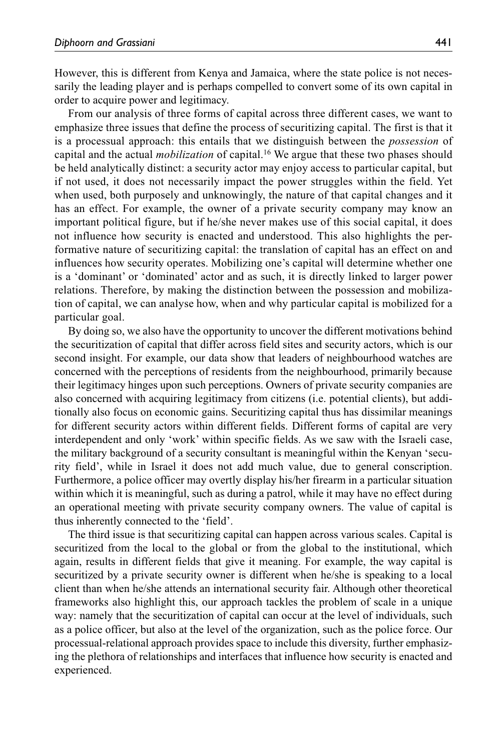However, this is different from Kenya and Jamaica, where the state police is not necessarily the leading player and is perhaps compelled to convert some of its own capital in order to acquire power and legitimacy.

From our analysis of three forms of capital across three different cases, we want to emphasize three issues that define the process of securitizing capital. The first is that it is a processual approach: this entails that we distinguish between the *possession* of capital and the actual *mobilization* of capital.[16] We argue that these two phases should be held analytically distinct: a security actor may enjoy access to particular capital, but if not used, it does not necessarily impact the power struggles within the field. Yet when used, both purposely and unknowingly, the nature of that capital changes and it has an effect. For example, the owner of a private security company may know an important political figure, but if he/she never makes use of this social capital, it does not influence how security is enacted and understood. This also highlights the performative nature of securitizing capital: the translation of capital has an effect on and influences how security operates. Mobilizing one's capital will determine whether one is a 'dominant' or 'dominated' actor and as such, it is directly linked to larger power relations. Therefore, by making the distinction between the possession and mobilization of capital, we can analyse how, when and why particular capital is mobilized for a particular goal.

By doing so, we also have the opportunity to uncover the different motivations behind the securitization of capital that differ across field sites and security actors, which is our second insight. For example, our data show that leaders of neighbourhood watches are concerned with the perceptions of residents from the neighbourhood, primarily because their legitimacy hinges upon such perceptions. Owners of private security companies are also concerned with acquiring legitimacy from citizens (i.e. potential clients), but additionally also focus on economic gains. Securitizing capital thus has dissimilar meanings for different security actors within different fields. Different forms of capital are very interdependent and only 'work' within specific fields. As we saw with the Israeli case, the military background of a security consultant is meaningful within the Kenyan 'security field', while in Israel it does not add much value, due to general conscription. Furthermore, a police officer may overtly display his/her firearm in a particular situation within which it is meaningful, such as during a patrol, while it may have no effect during an operational meeting with private security company owners. The value of capital is thus inherently connected to the 'field'.

The third issue is that securitizing capital can happen across various scales. Capital is securitized from the local to the global or from the global to the institutional, which again, results in different fields that give it meaning. For example, the way capital is securitized by a private security owner is different when he/she is speaking to a local client than when he/she attends an international security fair. Although other theoretical frameworks also highlight this, our approach tackles the problem of scale in a unique way: namely that the securitization of capital can occur at the level of individuals, such as a police officer, but also at the level of the organization, such as the police force. Our processual-relational approach provides space to include this diversity, further emphasizing the plethora of relationships and interfaces that influence how security is enacted and experienced.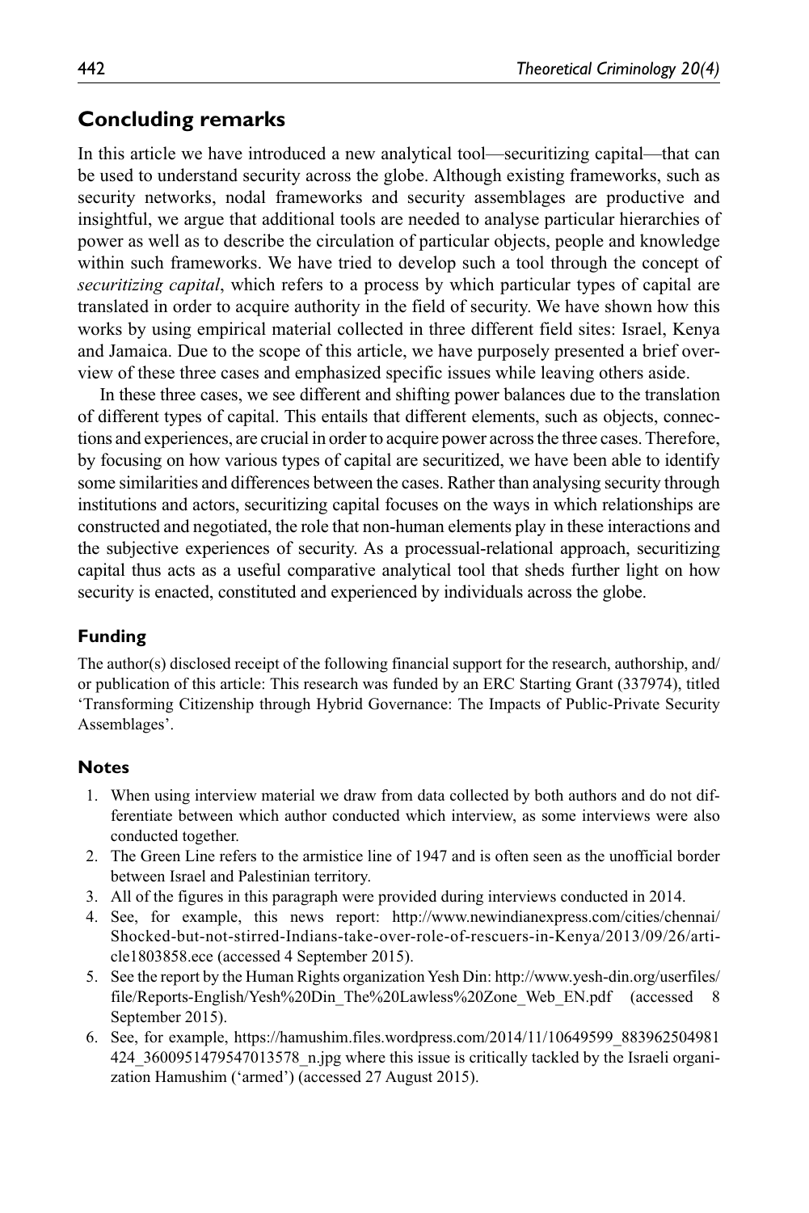## Concluding remarks

In this article we have introduced a new analytical tool—securitizing capital—that can be used to understand security across the globe. Although existing frameworks, such as security networks, nodal frameworks and security assemblages are productive and insightful, we argue that additional tools are needed to analyse particular hierarchies of power as well as to describe the circulation of particular objects, people and knowledge within such frameworks. We have tried to develop such a tool through the concept of *securitizing capital*, which refers to a process by which particular types of capital are translated in order to acquire authority in the field of security. We have shown how this works by using empirical material collected in three different field sites: Israel, Kenya and Jamaica. Due to the scope of this article, we have purposely presented a brief overview of these three cases and emphasized specific issues while leaving others aside.

In these three cases, we see different and shifting power balances due to the translation of different types of capital. This entails that different elements, such as objects, connections and experiences, are crucial in order to acquire power across the three cases. Therefore, by focusing on how various types of capital are securitized, we have been able to identify some similarities and differences between the cases. Rather than analysing security through institutions and actors, securitizing capital focuses on the ways in which relationships are constructed and negotiated, the role that non-human elements play in these interactions and the subjective experiences of security. As a processual-relational approach, securitizing capital thus acts as a useful comparative analytical tool that sheds further light on how security is enacted, constituted and experienced by individuals across the globe.

### Funding

The author(s) disclosed receipt of the following financial support for the research, authorship, and/or publication of this article: This research was funded by an ERC Starting Grant (337974), titled 'Transforming Citizenship through Hybrid Governance: The Impacts of Public-Private Security Assemblages'.

### Notes

1. When using interview material we draw from data collected by both authors and do not differentiate between which author conducted which interview, as some interviews were also conducted together.
2. The Green Line refers to the armistice line of 1947 and is often seen as the unofficial border between Israel and Palestinian territory.
3. All of the figures in this paragraph were provided during interviews conducted in 2014.
4. See, for example, this news report: http://www.newindianexpress.com/cities/chennai/Shocked-but-not-stirred-Indians-take-over-role-of-rescuers-in-Kenya/2013/09/26/article1803858.ece (accessed 4 September 2015).
5. See the report by the Human Rights organization Yesh Din: http://www.yesh-din.org/userfiles/file/Reports-English/Yesh%20Din_The%20Lawless%20Zone_Web_EN.pdf (accessed 8 September 2015).
6. See, for example, https://hamushim.files.wordpress.com/2014/11/10649599_883962504981424_3600951479547013578_n.jpg where this issue is critically tackled by the Israeli organization Hamushim ('armed') (accessed 27 August 2015).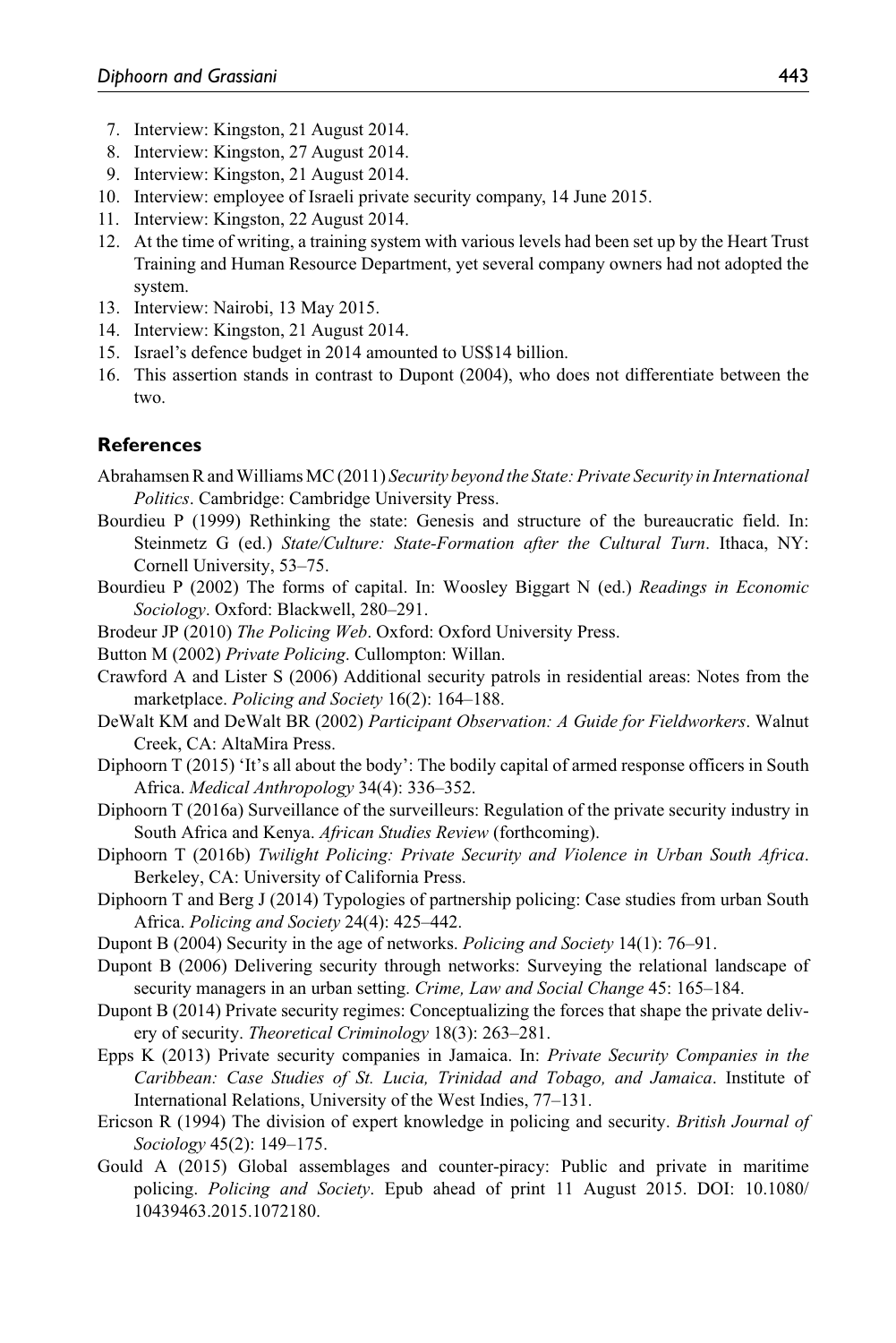7. Interview: Kingston, 21 August 2014.
8. Interview: Kingston, 27 August 2014.
9. Interview: Kingston, 21 August 2014.
10. Interview: employee of Israeli private security company, 14 June 2015.
11. Interview: Kingston, 22 August 2014.
12. At the time of writing, a training system with various levels had been set up by the Heart Trust Training and Human Resource Department, yet several company owners had not adopted the system.
13. Interview: Nairobi, 13 May 2015.
14. Interview: Kingston, 21 August 2014.
15. Israel's defence budget in 2014 amounted to US$14 billion.
16. This assertion stands in contrast to Dupont (2004), who does not differentiate between the two.

## References

Abrahamsen R and Williams MC (2011) *Security beyond the State: Private Security in International Politics*. Cambridge: Cambridge University Press.

Bourdieu P (1999) Rethinking the state: Genesis and structure of the bureaucratic field. In: Steinmetz G (ed.) *State/Culture: State-Formation after the Cultural Turn*. Ithaca, NY: Cornell University, 53–75.

Bourdieu P (2002) The forms of capital. In: Woosley Biggart N (ed.) *Readings in Economic Sociology*. Oxford: Blackwell, 280–291.

Brodeur JP (2010) *The Policing Web*. Oxford: Oxford University Press.

Button M (2002) *Private Policing*. Cullompton: Willan.

Crawford A and Lister S (2006) Additional security patrols in residential areas: Notes from the marketplace. *Policing and Society* 16(2): 164–188.

DeWalt KM and DeWalt BR (2002) *Participant Observation: A Guide for Fieldworkers*. Walnut Creek, CA: AltaMira Press.

Diphoorn T (2015) 'It's all about the body': The bodily capital of armed response officers in South Africa. *Medical Anthropology* 34(4): 336–352.

Diphoorn T (2016a) Surveillance of the surveilleurs: Regulation of the private security industry in South Africa and Kenya. *African Studies Review* (forthcoming).

Diphoorn T (2016b) *Twilight Policing: Private Security and Violence in Urban South Africa*. Berkeley, CA: University of California Press.

Diphoorn T and Berg J (2014) Typologies of partnership policing: Case studies from urban South Africa. *Policing and Society* 24(4): 425–442.

Dupont B (2004) Security in the age of networks. *Policing and Society* 14(1): 76–91.

Dupont B (2006) Delivering security through networks: Surveying the relational landscape of security managers in an urban setting. *Crime, Law and Social Change* 45: 165–184.

Dupont B (2014) Private security regimes: Conceptualizing the forces that shape the private delivery of security. *Theoretical Criminology* 18(3): 263–281.

Epps K (2013) Private security companies in Jamaica. In: *Private Security Companies in the Caribbean: Case Studies of St. Lucia, Trinidad and Tobago, and Jamaica*. Institute of International Relations, University of the West Indies, 77–131.

Ericson R (1994) The division of expert knowledge in policing and security. *British Journal of Sociology* 45(2): 149–175.

Gould A (2015) Global assemblages and counter-piracy: Public and private in maritime policing. *Policing and Society*. Epub ahead of print 11 August 2015. DOI: 10.1080/10439463.2015.1072180.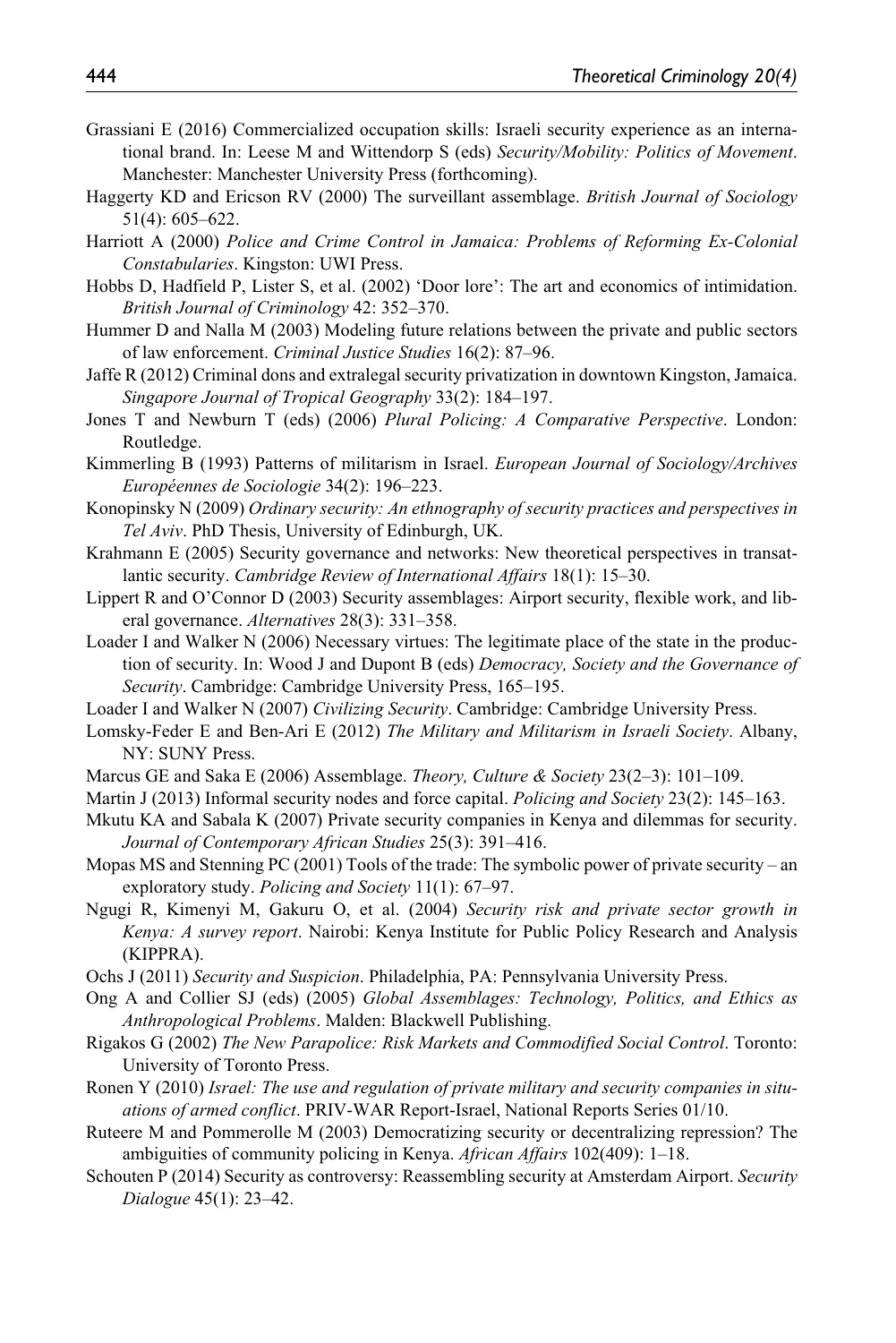Grassiani E (2016) Commercialized occupation skills: Israeli security experience as an international brand. In: Leese M and Wittendorp S (eds) *Security/Mobility: Politics of Movement*. Manchester: Manchester University Press (forthcoming).

Haggerty KD and Ericson RV (2000) The surveillant assemblage. *British Journal of Sociology* 51(4): 605–622.

Harriott A (2000) *Police and Crime Control in Jamaica: Problems of Reforming Ex-Colonial Constabularies*. Kingston: UWI Press.

Hobbs D, Hadfield P, Lister S, et al. (2002) 'Door lore': The art and economics of intimidation. *British Journal of Criminology* 42: 352–370.

Hummer D and Nalla M (2003) Modeling future relations between the private and public sectors of law enforcement. *Criminal Justice Studies* 16(2): 87–96.

Jaffe R (2012) Criminal dons and extralegal security privatization in downtown Kingston, Jamaica. *Singapore Journal of Tropical Geography* 33(2): 184–197.

Jones T and Newburn T (eds) (2006) *Plural Policing: A Comparative Perspective*. London: Routledge.

Kimmerling B (1993) Patterns of militarism in Israel. *European Journal of Sociology/Archives Européennes de Sociologie* 34(2): 196–223.

Konopinsky N (2009) *Ordinary security: An ethnography of security practices and perspectives in Tel Aviv*. PhD Thesis, University of Edinburgh, UK.

Krahmann E (2005) Security governance and networks: New theoretical perspectives in transatlantic security. *Cambridge Review of International Affairs* 18(1): 15–30.

Lippert R and O'Connor D (2003) Security assemblages: Airport security, flexible work, and liberal governance. *Alternatives* 28(3): 331–358.

Loader I and Walker N (2006) Necessary virtues: The legitimate place of the state in the production of security. In: Wood J and Dupont B (eds) *Democracy, Society and the Governance of Security*. Cambridge: Cambridge University Press, 165–195.

Loader I and Walker N (2007) *Civilizing Security*. Cambridge: Cambridge University Press.

Lomsky-Feder E and Ben-Ari E (2012) *The Military and Militarism in Israeli Society*. Albany, NY: SUNY Press.

Marcus GE and Saka E (2006) Assemblage. *Theory, Culture & Society* 23(2–3): 101–109.

Martin J (2013) Informal security nodes and force capital. *Policing and Society* 23(2): 145–163.

Mkutu KA and Sabala K (2007) Private security companies in Kenya and dilemmas for security. *Journal of Contemporary African Studies* 25(3): 391–416.

Mopas MS and Stenning PC (2001) Tools of the trade: The symbolic power of private security – an exploratory study. *Policing and Society* 11(1): 67–97.

Ngugi R, Kimenyi M, Gakuru O, et al. (2004) *Security risk and private sector growth in Kenya: A survey report*. Nairobi: Kenya Institute for Public Policy Research and Analysis (KIPPRA).

Ochs J (2011) *Security and Suspicion*. Philadelphia, PA: Pennsylvania University Press.

Ong A and Collier SJ (eds) (2005) *Global Assemblages: Technology, Politics, and Ethics as Anthropological Problems*. Malden: Blackwell Publishing.

Rigakos G (2002) *The New Parapolice: Risk Markets and Commodified Social Control*. Toronto: University of Toronto Press.

Ronen Y (2010) *Israel: The use and regulation of private military and security companies in situations of armed conflict*. PRIV-WAR Report-Israel, National Reports Series 01/10.

Ruteere M and Pommerolle M (2003) Democratizing security or decentralizing repression? The ambiguities of community policing in Kenya. *African Affairs* 102(409): 1–18.

Schouten P (2014) Security as controversy: Reassembling security at Amsterdam Airport. *Security Dialogue* 45(1): 23–42.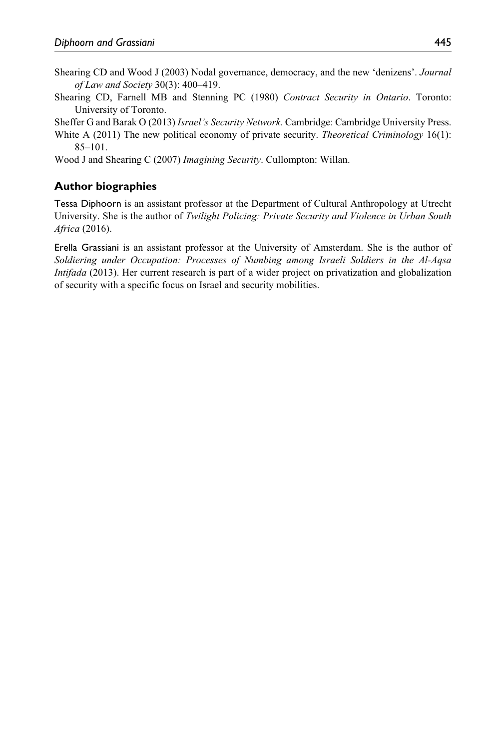Shearing CD and Wood J (2003) Nodal governance, democracy, and the new 'denizens'. *Journal of Law and Society* 30(3): 400–419.

Shearing CD, Farnell MB and Stenning PC (1980) *Contract Security in Ontario*. Toronto: University of Toronto.

Sheffer G and Barak O (2013) *Israel's Security Network*. Cambridge: Cambridge University Press.

White A (2011) The new political economy of private security. *Theoretical Criminology* 16(1): 85–101.

Wood J and Shearing C (2007) *Imagining Security*. Cullompton: Willan.

## Author biographies

Tessa Diphoorn is an assistant professor at the Department of Cultural Anthropology at Utrecht University. She is the author of *Twilight Policing: Private Security and Violence in Urban South Africa* (2016).

Erella Grassiani is an assistant professor at the University of Amsterdam. She is the author of *Soldiering under Occupation: Processes of Numbing among Israeli Soldiers in the Al-Aqsa Intifada* (2013). Her current research is part of a wider project on privatization and globalization of security with a specific focus on Israel and security mobilities.